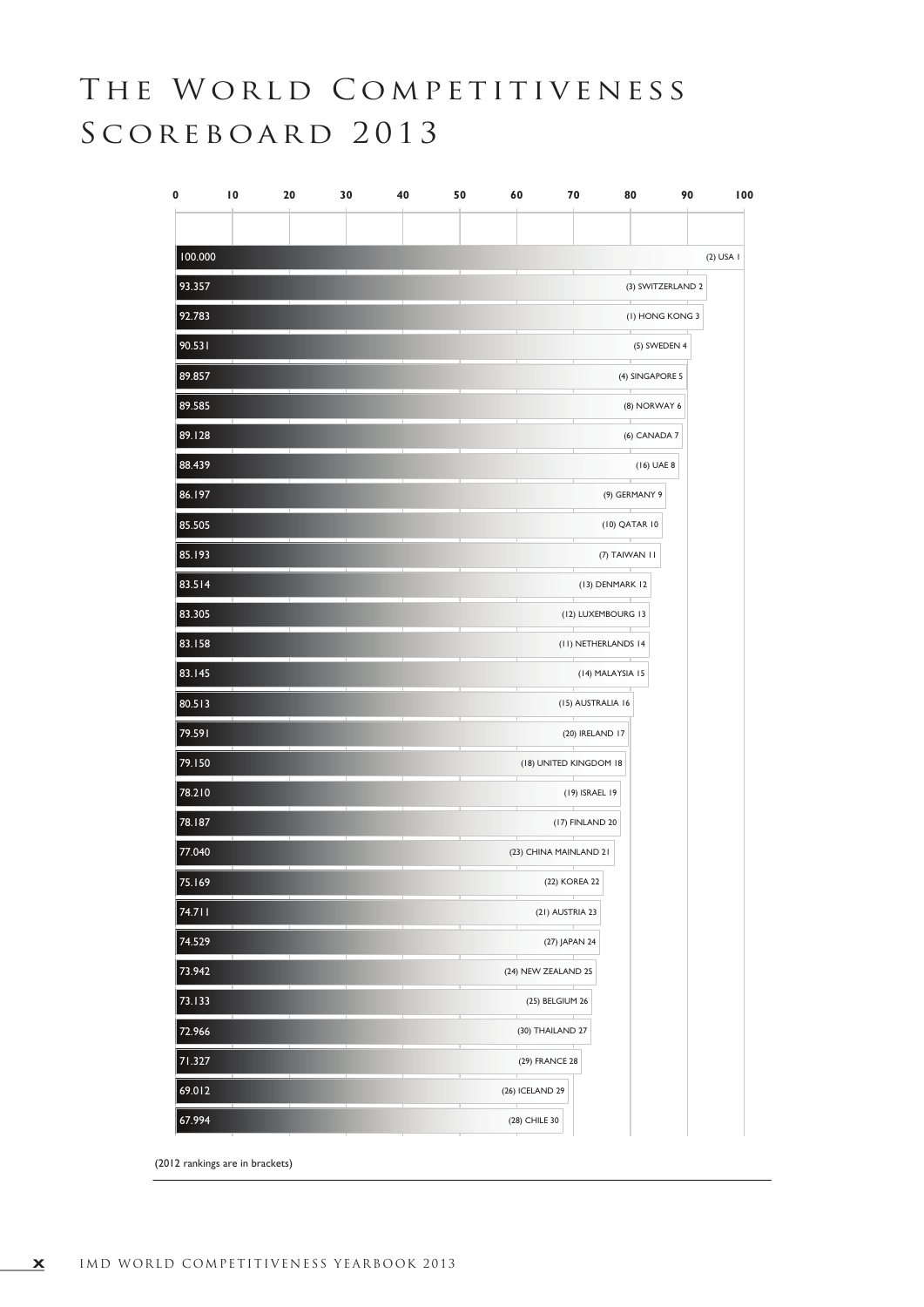# The World Competitiveness Scoreboard 2013

| Rank 2013 | Country | Rank 2012 | Score |
|---|---|---|---|
| 1 | USA | 2 | 100.000 |
| 2 | SWITZERLAND | 3 | 93.357 |
| 3 | HONG KONG | 1 | 92.783 |
| 4 | SWEDEN | 5 | 90.531 |
| 5 | SINGAPORE | 4 | 89.857 |
| 6 | NORWAY | 8 | 89.585 |
| 7 | CANADA | 6 | 89.128 |
| 8 | UAE | 16 | 88.439 |
| 9 | GERMANY | 9 | 86.197 |
| 10 | QATAR | 10 | 85.505 |
| 11 | TAIWAN | 7 | 85.193 |
| 12 | DENMARK | 13 | 83.514 |
| 13 | LUXEMBOURG | 12 | 83.305 |
| 14 | NETHERLANDS | 11 | 83.158 |
| 15 | MALAYSIA | 14 | 83.145 |
| 16 | AUSTRALIA | 15 | 80.513 |
| 17 | IRELAND | 20 | 79.591 |
| 18 | UNITED KINGDOM | 18 | 79.150 |
| 19 | ISRAEL | 19 | 78.210 |
| 20 | FINLAND | 17 | 78.187 |
| 21 | CHINA MAINLAND | 23 | 77.040 |
| 22 | KOREA | 22 | 75.169 |
| 23 | AUSTRIA | 21 | 74.711 |
| 24 | JAPAN | 27 | 74.529 |
| 25 | NEW ZEALAND | 24 | 73.942 |
| 26 | BELGIUM | 25 | 73.133 |
| 27 | THAILAND | 30 | 72.966 |
| 28 | FRANCE | 29 | 71.327 |
| 29 | ICELAND | 26 | 69.012 |
| 30 | CHILE | 28 | 67.994 |

(2012 rankings are in brackets)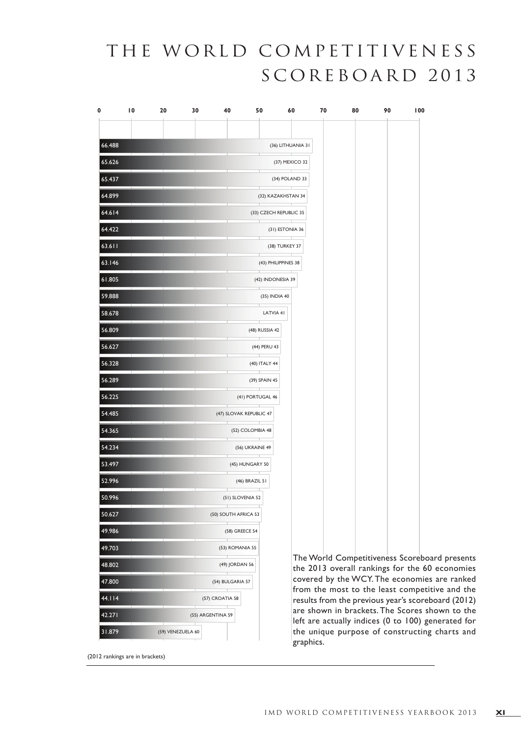# THE WORLD COMPETITIVENESS SCOREBOARD 2013

0 10 20 30 40 50 60 70 80 90 100

66.488 (36) LITHUANIA 31
65.626 (37) MEXICO 32
65.437 (34) POLAND 33
64.899 (32) KAZAKHSTAN 34
64.614 (33) CZECH REPUBLIC 35
64.422 (31) ESTONIA 36
63.611 (38) TURKEY 37
63.146 (43) PHILIPPINES 38
61.805 (42) INDONESIA 39
59.888 (35) INDIA 40
58.678 LATVIA 41
56.809 (48) RUSSIA 42
56.627 (44) PERU 43
56.328 (40) ITALY 44
56.289 (39) SPAIN 45
56.225 (41) PORTUGAL 46
54.485 (47) SLOVAK REPUBLIC 47
54.365 (52) COLOMBIA 48
54.234 (56) UKRAINE 49
53.497 (45) HUNGARY 50
52.996 (46) BRAZIL 51
50.996 (51) SLOVENIA 52
50.627 (50) SOUTH AFRICA 53
49.986 (58) GREECE 54
49.703 (53) ROMANIA 55
48.802 (49) JORDAN 56
47.800 (54) BULGARIA 57
44.114 (57) CROATIA 58
42.271 (55) ARGENTINA 59
31.879 (59) VENEZUELA 60

The World Competitiveness Scoreboard presents the 2013 overall rankings for the 60 economies covered by the WCY. The economies are ranked from the most to the least competitive and the results from the previous year's scoreboard (2012) are shown in brackets. The Scores shown to the left are actually indices (0 to 100) generated for the unique purpose of constructing charts and graphics.

(2012 rankings are in brackets)